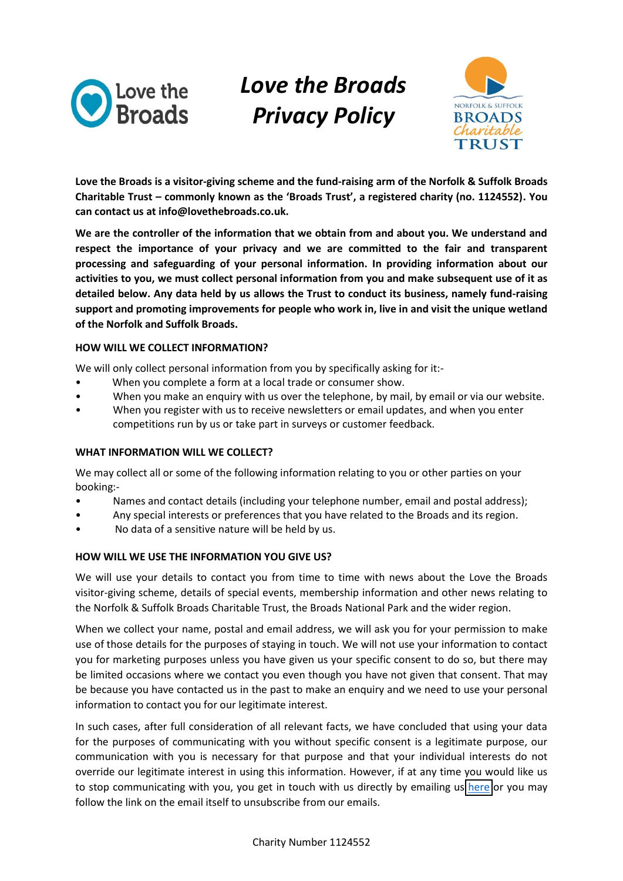# *Love the Broads Privacy Policy*

**Love the Broads is a visitor-giving scheme and the fund-raising arm of the Norfolk & Suffolk Broads Charitable Trust – commonly known as the 'Broads Trust', a registered charity (no. 1124552). You can contact us at info@lovethebroads.co.uk.**

**We are the controller of the information that we obtain from and about you. We understand and respect the importance of your privacy and we are committed to the fair and transparent processing and safeguarding of your personal information. In providing information about our activities to you, we must collect personal information from you and make subsequent use of it as detailed below. Any data held by us allows the Trust to conduct its business, namely fund-raising support and promoting improvements for people who work in, live in and visit the unique wetland of the Norfolk and Suffolk Broads.**

### HOW WILL WE COLLECT INFORMATION?

We will only collect personal information from you by specifically asking for it:-

- When you complete a form at a local trade or consumer show.
- When you make an enquiry with us over the telephone, by mail, by email or via our website.
- When you register with us to receive newsletters or email updates, and when you enter competitions run by us or take part in surveys or customer feedback.

### WHAT INFORMATION WILL WE COLLECT?

We may collect all or some of the following information relating to you or other parties on your booking:-

- Names and contact details (including your telephone number, email and postal address);
- Any special interests or preferences that you have related to the Broads and its region.
- No data of a sensitive nature will be held by us.

### HOW WILL WE USE THE INFORMATION YOU GIVE US?

We will use your details to contact you from time to time with news about the Love the Broads visitor-giving scheme, details of special events, membership information and other news relating to the Norfolk & Suffolk Broads Charitable Trust, the Broads National Park and the wider region.

When we collect your name, postal and email address, we will ask you for your permission to make use of those details for the purposes of staying in touch. We will not use your information to contact you for marketing purposes unless you have given us your specific consent to do so, but there may be limited occasions where we contact you even though you have not given that consent. That may be because you have contacted us in the past to make an enquiry and we need to use your personal information to contact you for our legitimate interest.

In such cases, after full consideration of all relevant facts, we have concluded that using your data for the purposes of communicating with you without specific consent is a legitimate purpose, our communication with you is necessary for that purpose and that your individual interests do not override our legitimate interest in using this information. However, if at any time you would like us to stop communicating with you, you get in touch with us directly by emailing us here or you may follow the link on the email itself to unsubscribe from our emails.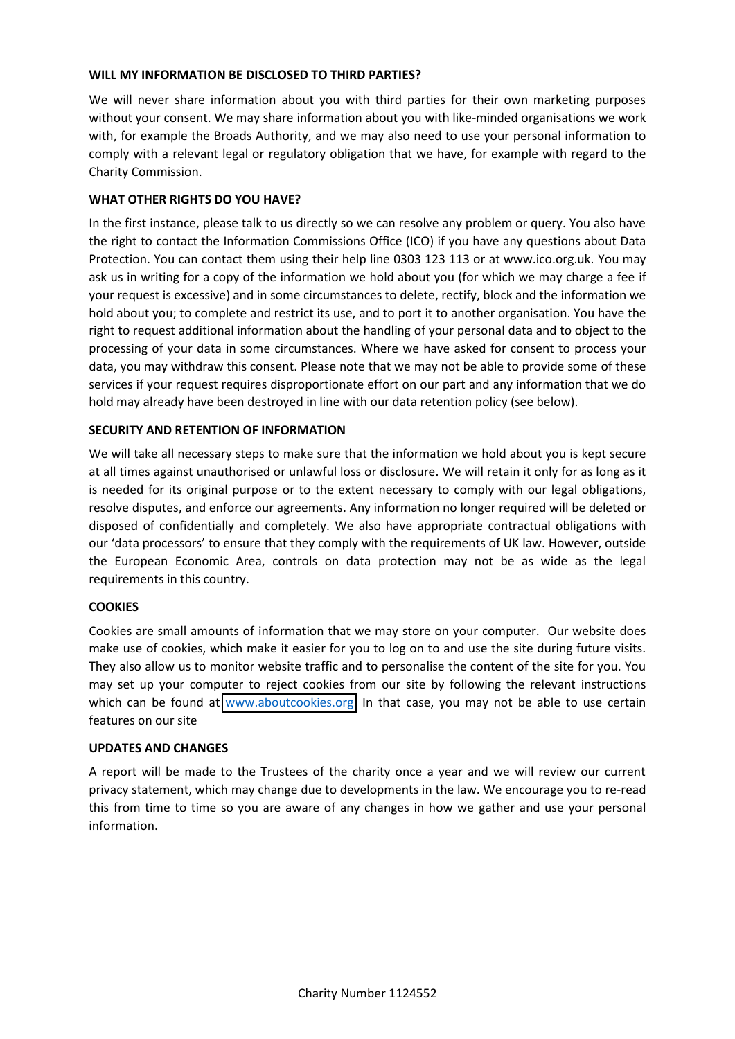**WILL MY INFORMATION BE DISCLOSED TO THIRD PARTIES?**

We will never share information about you with third parties for their own marketing purposes without your consent. We may share information about you with like-minded organisations we work with, for example the Broads Authority, and we may also need to use your personal information to comply with a relevant legal or regulatory obligation that we have, for example with regard to the Charity Commission.

**WHAT OTHER RIGHTS DO YOU HAVE?**

In the first instance, please talk to us directly so we can resolve any problem or query. You also have the right to contact the Information Commissions Office (ICO) if you have any questions about Data Protection. You can contact them using their help line 0303 123 113 or at www.ico.org.uk. You may ask us in writing for a copy of the information we hold about you (for which we may charge a fee if your request is excessive) and in some circumstances to delete, rectify, block and the information we hold about you; to complete and restrict its use, and to port it to another organisation. You have the right to request additional information about the handling of your personal data and to object to the processing of your data in some circumstances. Where we have asked for consent to process your data, you may withdraw this consent. Please note that we may not be able to provide some of these services if your request requires disproportionate effort on our part and any information that we do hold may already have been destroyed in line with our data retention policy (see below).

**SECURITY AND RETENTION OF INFORMATION**

We will take all necessary steps to make sure that the information we hold about you is kept secure at all times against unauthorised or unlawful loss or disclosure. We will retain it only for as long as it is needed for its original purpose or to the extent necessary to comply with our legal obligations, resolve disputes, and enforce our agreements. Any information no longer required will be deleted or disposed of confidentially and completely. We also have appropriate contractual obligations with our 'data processors' to ensure that they comply with the requirements of UK law. However, outside the European Economic Area, controls on data protection may not be as wide as the legal requirements in this country.

**COOKIES**

Cookies are small amounts of information that we may store on your computer. Our website does make use of cookies, which make it easier for you to log on to and use the site during future visits. They also allow us to monitor website traffic and to personalise the content of the site for you. You may set up your computer to reject cookies from our site by following the relevant instructions which can be found at www.aboutcookies.org. In that case, you may not be able to use certain features on our site

**UPDATES AND CHANGES**

A report will be made to the Trustees of the charity once a year and we will review our current privacy statement, which may change due to developments in the law. We encourage you to re-read this from time to time so you are aware of any changes in how we gather and use your personal information.

Charity Number 1124552